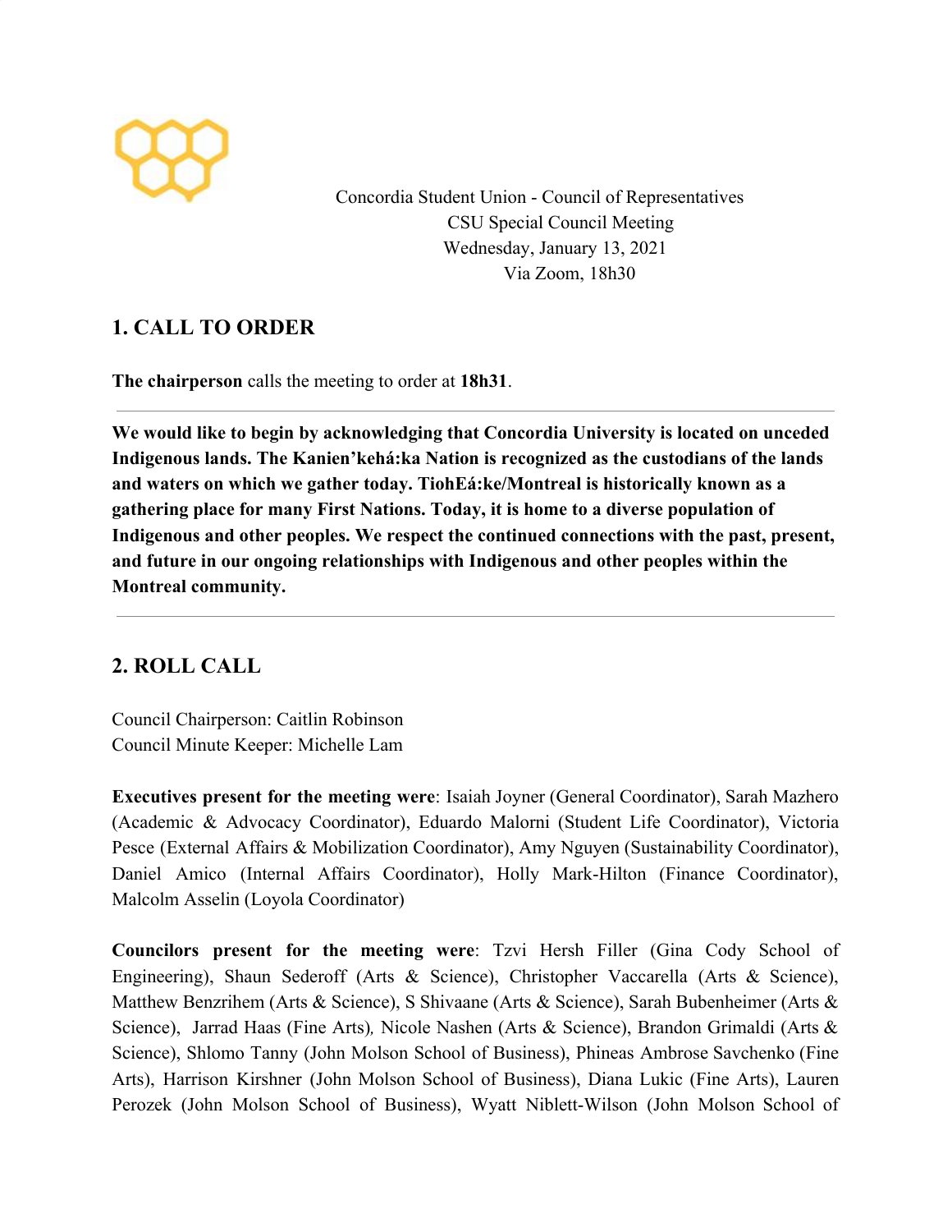Concordia Student Union - Council of Representatives
CSU Special Council Meeting
Wednesday, January 13, 2021
Via Zoom, 18h30

## 1. CALL TO ORDER

**The chairperson** calls the meeting to order at **18h31**.

---

**We would like to begin by acknowledging that Concordia University is located on unceded Indigenous lands. The Kanien'kehá:ka Nation is recognized as the custodians of the lands and waters on which we gather today. TiohEá:ke/Montreal is historically known as a gathering place for many First Nations. Today, it is home to a diverse population of Indigenous and other peoples. We respect the continued connections with the past, present, and future in our ongoing relationships with Indigenous and other peoples within the Montreal community.**

---

## 2. ROLL CALL

Council Chairperson: Caitlin Robinson
Council Minute Keeper: Michelle Lam

**Executives present for the meeting were**: Isaiah Joyner (General Coordinator), Sarah Mazhero (Academic & Advocacy Coordinator), Eduardo Malorni (Student Life Coordinator), Victoria Pesce (External Affairs & Mobilization Coordinator), Amy Nguyen (Sustainability Coordinator), Daniel Amico (Internal Affairs Coordinator), Holly Mark-Hilton (Finance Coordinator), Malcolm Asselin (Loyola Coordinator)

**Councilors present for the meeting were**: Tzvi Hersh Filler (Gina Cody School of Engineering), Shaun Sederoff (Arts & Science), Christopher Vaccarella (Arts & Science), Matthew Benzrihem (Arts & Science), S Shivaane (Arts & Science), Sarah Bubenheimer (Arts & Science), Jarrad Haas (Fine Arts), Nicole Nashen (Arts & Science), Brandon Grimaldi (Arts & Science), Shlomo Tanny (John Molson School of Business), Phineas Ambrose Savchenko (Fine Arts), Harrison Kirshner (John Molson School of Business), Diana Lukic (Fine Arts), Lauren Perozek (John Molson School of Business), Wyatt Niblett-Wilson (John Molson School of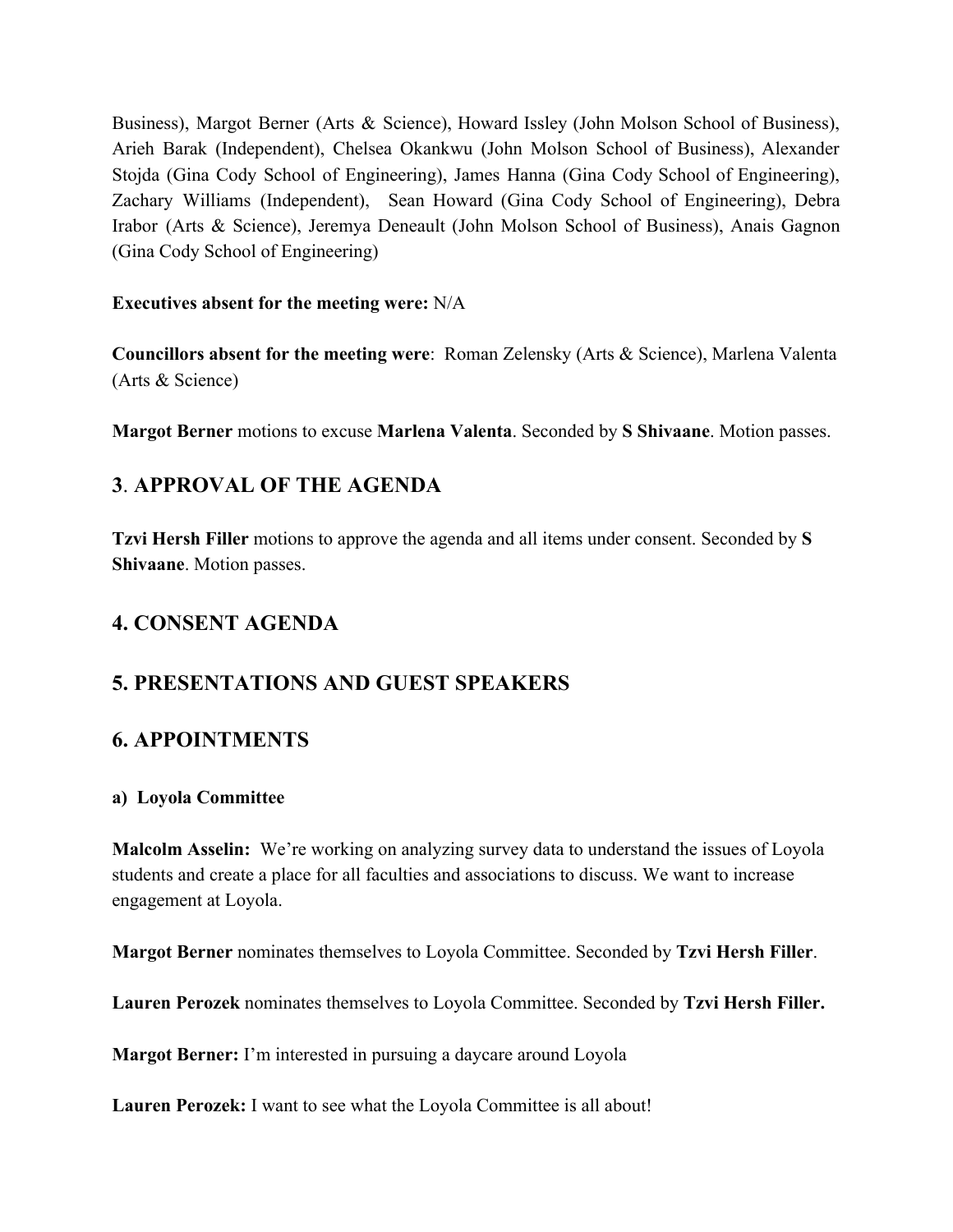Business), Margot Berner (Arts & Science), Howard Issley (John Molson School of Business), Arieh Barak (Independent), Chelsea Okankwu (John Molson School of Business), Alexander Stojda (Gina Cody School of Engineering), James Hanna (Gina Cody School of Engineering), Zachary Williams (Independent), Sean Howard (Gina Cody School of Engineering), Debra Irabor (Arts & Science), Jeremya Deneault (John Molson School of Business), Anais Gagnon (Gina Cody School of Engineering)

**Executives absent for the meeting were:** N/A

**Councillors absent for the meeting were**: Roman Zelensky (Arts & Science), Marlena Valenta (Arts & Science)

**Margot Berner** motions to excuse **Marlena Valenta**. Seconded by **S Shivaane**. Motion passes.

## 3. APPROVAL OF THE AGENDA

**Tzvi Hersh Filler** motions to approve the agenda and all items under consent. Seconded by **S Shivaane**. Motion passes.

## 4. CONSENT AGENDA

## 5. PRESENTATIONS AND GUEST SPEAKERS

## 6. APPOINTMENTS

### a) Loyola Committee

**Malcolm Asselin:** We're working on analyzing survey data to understand the issues of Loyola students and create a place for all faculties and associations to discuss. We want to increase engagement at Loyola.

**Margot Berner** nominates themselves to Loyola Committee. Seconded by **Tzvi Hersh Filler**.

**Lauren Perozek** nominates themselves to Loyola Committee. Seconded by **Tzvi Hersh Filler.**

**Margot Berner:** I'm interested in pursuing a daycare around Loyola

**Lauren Perozek:** I want to see what the Loyola Committee is all about!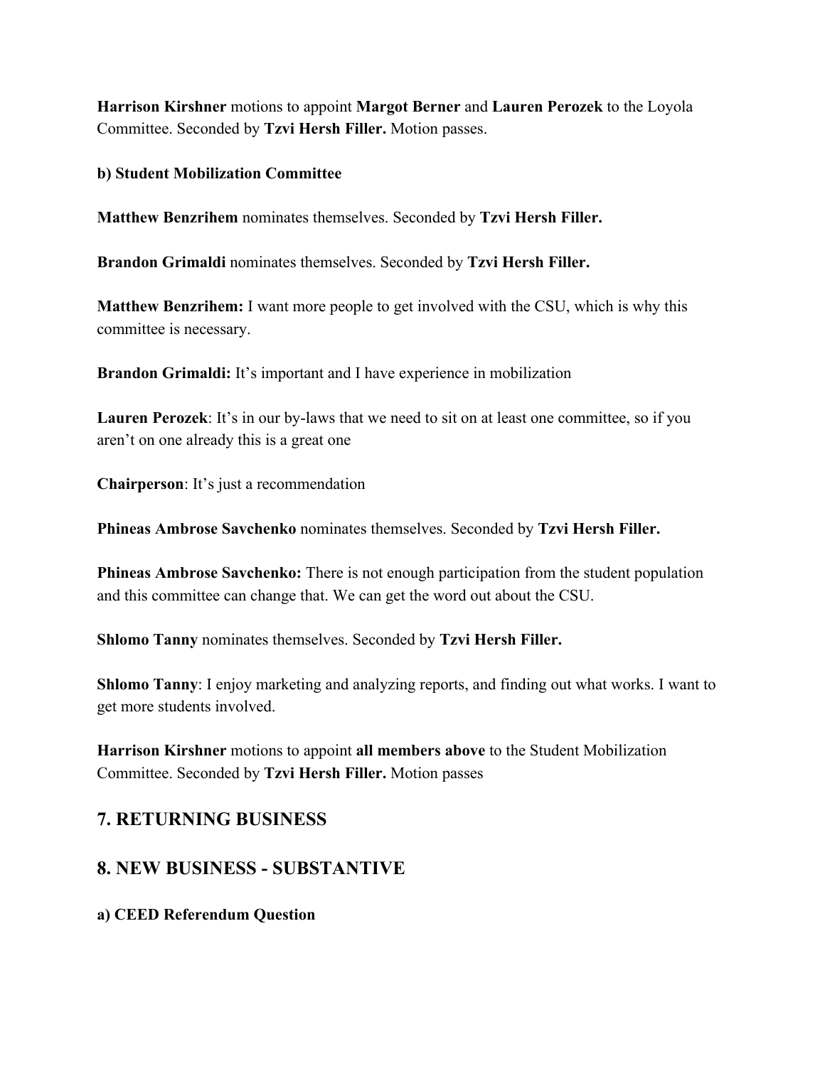**Harrison Kirshner** motions to appoint **Margot Berner** and **Lauren Perozek** to the Loyola Committee. Seconded by **Tzvi Hersh Filler.** Motion passes.

**b) Student Mobilization Committee**

**Matthew Benzrihem** nominates themselves. Seconded by **Tzvi Hersh Filler.**

**Brandon Grimaldi** nominates themselves. Seconded by **Tzvi Hersh Filler.**

**Matthew Benzrihem:** I want more people to get involved with the CSU, which is why this committee is necessary.

**Brandon Grimaldi:** It's important and I have experience in mobilization

**Lauren Perozek**: It's in our by-laws that we need to sit on at least one committee, so if you aren't on one already this is a great one

**Chairperson**: It's just a recommendation

**Phineas Ambrose Savchenko** nominates themselves. Seconded by **Tzvi Hersh Filler.**

**Phineas Ambrose Savchenko:** There is not enough participation from the student population and this committee can change that. We can get the word out about the CSU.

**Shlomo Tanny** nominates themselves. Seconded by **Tzvi Hersh Filler.**

**Shlomo Tanny**: I enjoy marketing and analyzing reports, and finding out what works. I want to get more students involved.

**Harrison Kirshner** motions to appoint **all members above** to the Student Mobilization Committee. Seconded by **Tzvi Hersh Filler.** Motion passes

## 7. RETURNING BUSINESS

## 8. NEW BUSINESS - SUBSTANTIVE

**a) CEED Referendum Question**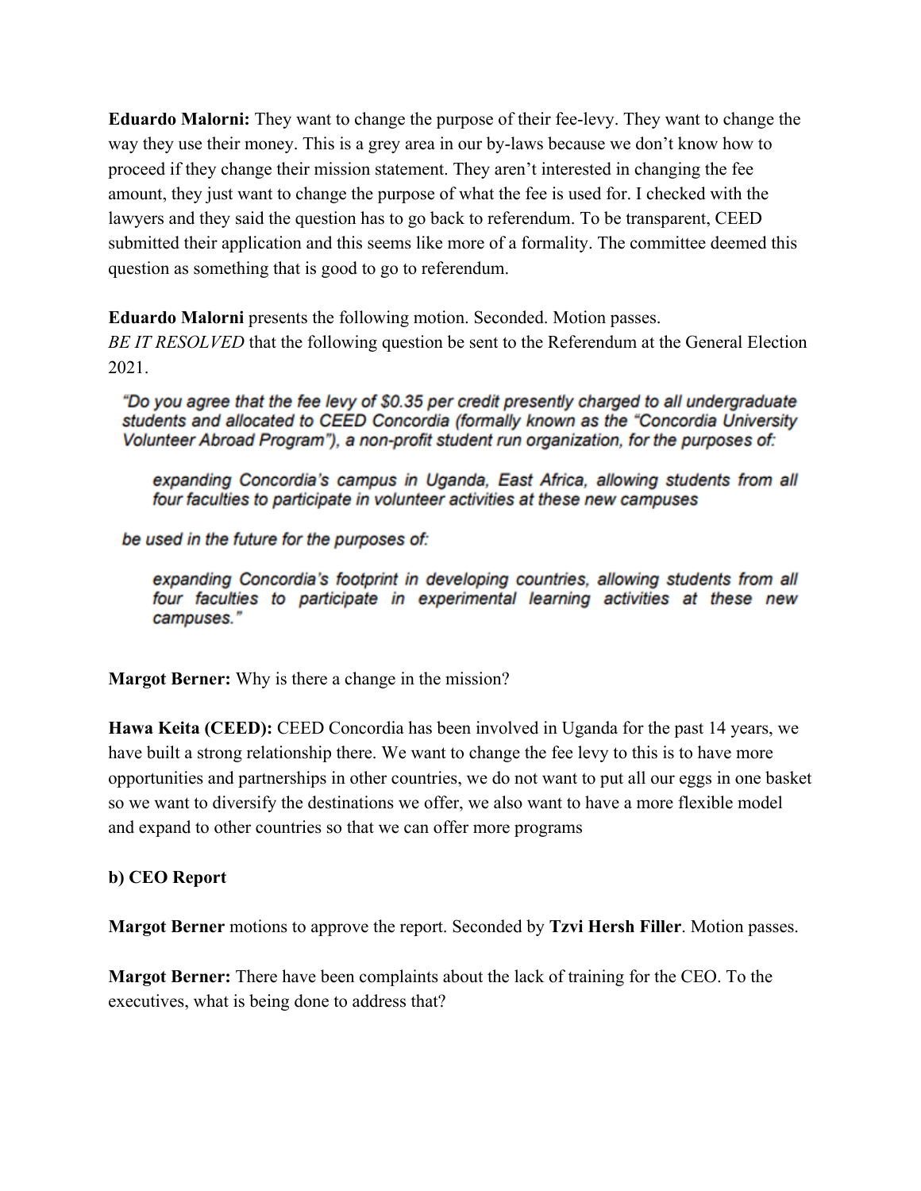**Eduardo Malorni:** They want to change the purpose of their fee-levy. They want to change the way they use their money. This is a grey area in our by-laws because we don't know how to proceed if they change their mission statement. They aren't interested in changing the fee amount, they just want to change the purpose of what the fee is used for. I checked with the lawyers and they said the question has to go back to referendum. To be transparent, CEED submitted their application and this seems like more of a formality. The committee deemed this question as something that is good to go to referendum.

**Eduardo Malorni** presents the following motion. Seconded. Motion passes.
*BE IT RESOLVED* that the following question be sent to the Referendum at the General Election 2021.

> *"Do you agree that the fee levy of $0.35 per credit presently charged to all undergraduate students and allocated to CEED Concordia (formally known as the "Concordia University Volunteer Abroad Program"), a non-profit student run organization, for the purposes of:*
>
> > *expanding Concordia's campus in Uganda, East Africa, allowing students from all four faculties to participate in volunteer activities at these new campuses*
>
> *be used in the future for the purposes of:*
>
> > *expanding Concordia's footprint in developing countries, allowing students from all four faculties to participate in experimental learning activities at these new campuses."*

**Margot Berner:** Why is there a change in the mission?

**Hawa Keita (CEED):** CEED Concordia has been involved in Uganda for the past 14 years, we have built a strong relationship there. We want to change the fee levy to this is to have more opportunities and partnerships in other countries, we do not want to put all our eggs in one basket so we want to diversify the destinations we offer, we also want to have a more flexible model and expand to other countries so that we can offer more programs

**b) CEO Report**

**Margot Berner** motions to approve the report. Seconded by **Tzvi Hersh Filler**. Motion passes.

**Margot Berner:** There have been complaints about the lack of training for the CEO. To the executives, what is being done to address that?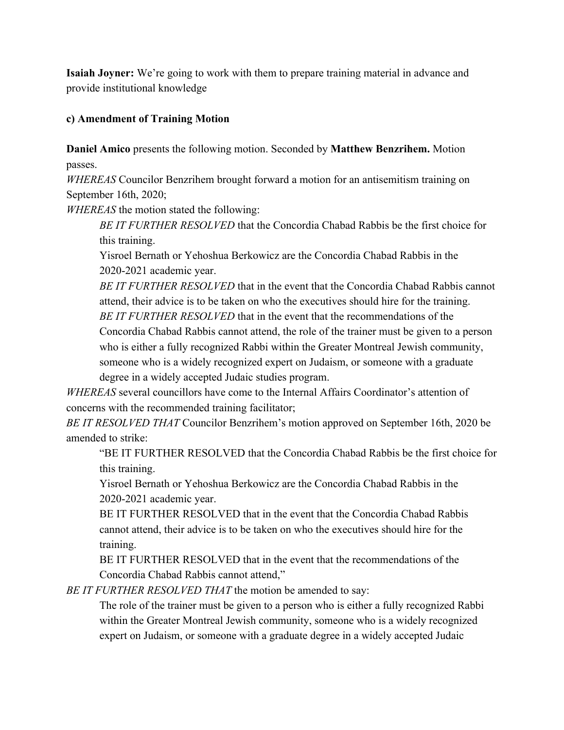**Isaiah Joyner:** We're going to work with them to prepare training material in advance and provide institutional knowledge

**c) Amendment of Training Motion**

**Daniel Amico** presents the following motion. Seconded by **Matthew Benzrihem.** Motion passes.

*WHEREAS* Councilor Benzrihem brought forward a motion for an antisemitism training on September 16th, 2020;

*WHEREAS* the motion stated the following:

> *BE IT FURTHER RESOLVED* that the Concordia Chabad Rabbis be the first choice for this training.
>
> Yisroel Bernath or Yehoshua Berkowicz are the Concordia Chabad Rabbis in the 2020-2021 academic year.
>
> *BE IT FURTHER RESOLVED* that in the event that the Concordia Chabad Rabbis cannot attend, their advice is to be taken on who the executives should hire for the training.
>
> *BE IT FURTHER RESOLVED* that in the event that the recommendations of the Concordia Chabad Rabbis cannot attend, the role of the trainer must be given to a person who is either a fully recognized Rabbi within the Greater Montreal Jewish community, someone who is a widely recognized expert on Judaism, or someone with a graduate degree in a widely accepted Judaic studies program.

*WHEREAS* several councillors have come to the Internal Affairs Coordinator's attention of concerns with the recommended training facilitator;

*BE IT RESOLVED THAT* Councilor Benzrihem's motion approved on September 16th, 2020 be amended to strike:

> "BE IT FURTHER RESOLVED that the Concordia Chabad Rabbis be the first choice for this training.
>
> Yisroel Bernath or Yehoshua Berkowicz are the Concordia Chabad Rabbis in the 2020-2021 academic year.
>
> BE IT FURTHER RESOLVED that in the event that the Concordia Chabad Rabbis cannot attend, their advice is to be taken on who the executives should hire for the training.
>
> BE IT FURTHER RESOLVED that in the event that the recommendations of the Concordia Chabad Rabbis cannot attend,"

*BE IT FURTHER RESOLVED THAT* the motion be amended to say:

> The role of the trainer must be given to a person who is either a fully recognized Rabbi within the Greater Montreal Jewish community, someone who is a widely recognized expert on Judaism, or someone with a graduate degree in a widely accepted Judaic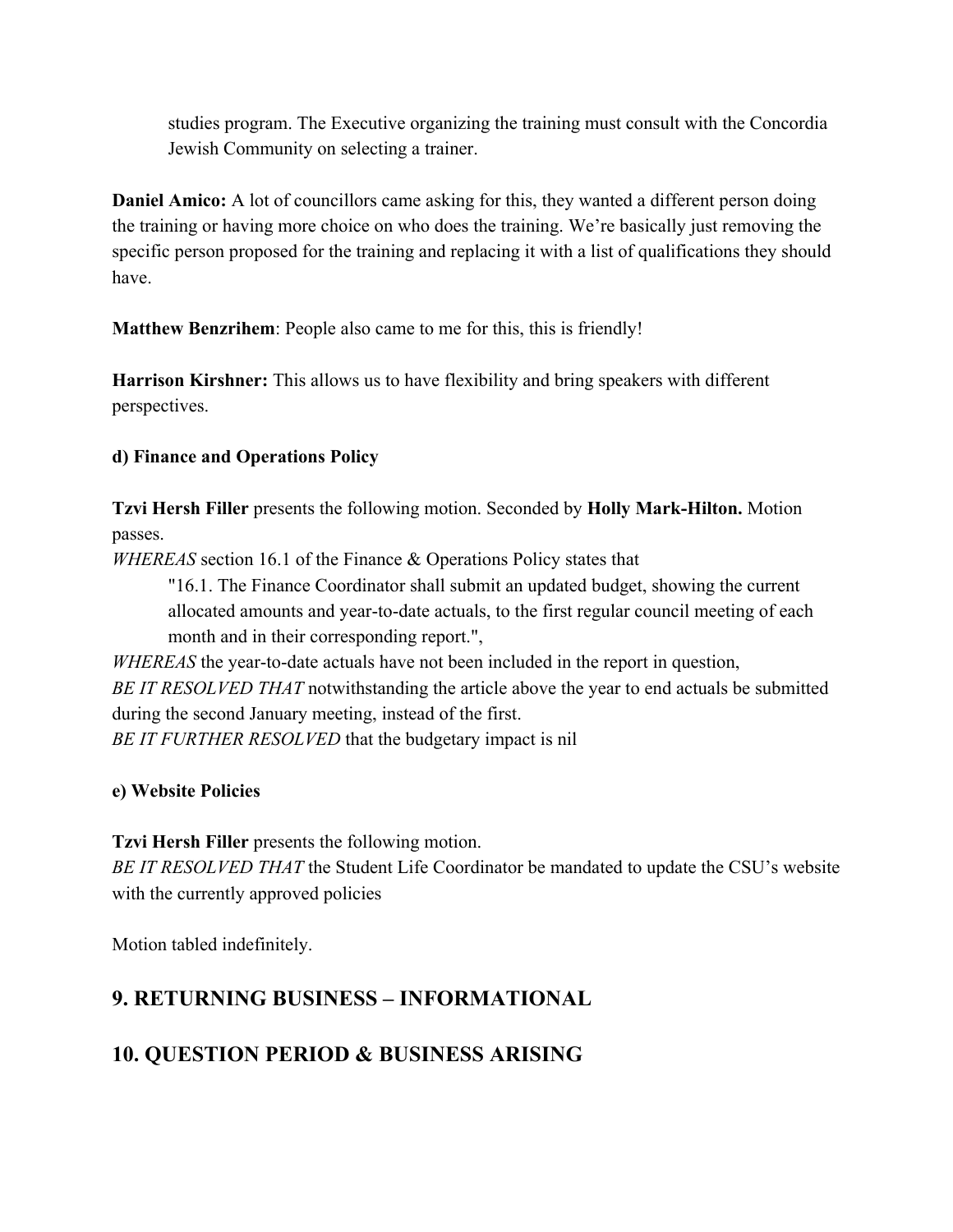studies program. The Executive organizing the training must consult with the Concordia Jewish Community on selecting a trainer.

**Daniel Amico:** A lot of councillors came asking for this, they wanted a different person doing the training or having more choice on who does the training. We're basically just removing the specific person proposed for the training and replacing it with a list of qualifications they should have.

**Matthew Benzrihem**: People also came to me for this, this is friendly!

**Harrison Kirshner:** This allows us to have flexibility and bring speakers with different perspectives.

**d) Finance and Operations Policy**

**Tzvi Hersh Filler** presents the following motion. Seconded by **Holly Mark-Hilton.** Motion passes.

*WHEREAS* section 16.1 of the Finance & Operations Policy states that

> "16.1. The Finance Coordinator shall submit an updated budget, showing the current allocated amounts and year-to-date actuals, to the first regular council meeting of each month and in their corresponding report.",

*WHEREAS* the year-to-date actuals have not been included in the report in question,

*BE IT RESOLVED THAT* notwithstanding the article above the year to end actuals be submitted during the second January meeting, instead of the first.

*BE IT FURTHER RESOLVED* that the budgetary impact is nil

**e) Website Policies**

**Tzvi Hersh Filler** presents the following motion.

*BE IT RESOLVED THAT* the Student Life Coordinator be mandated to update the CSU's website with the currently approved policies

Motion tabled indefinitely.

## 9. RETURNING BUSINESS – INFORMATIONAL

## 10. QUESTION PERIOD & BUSINESS ARISING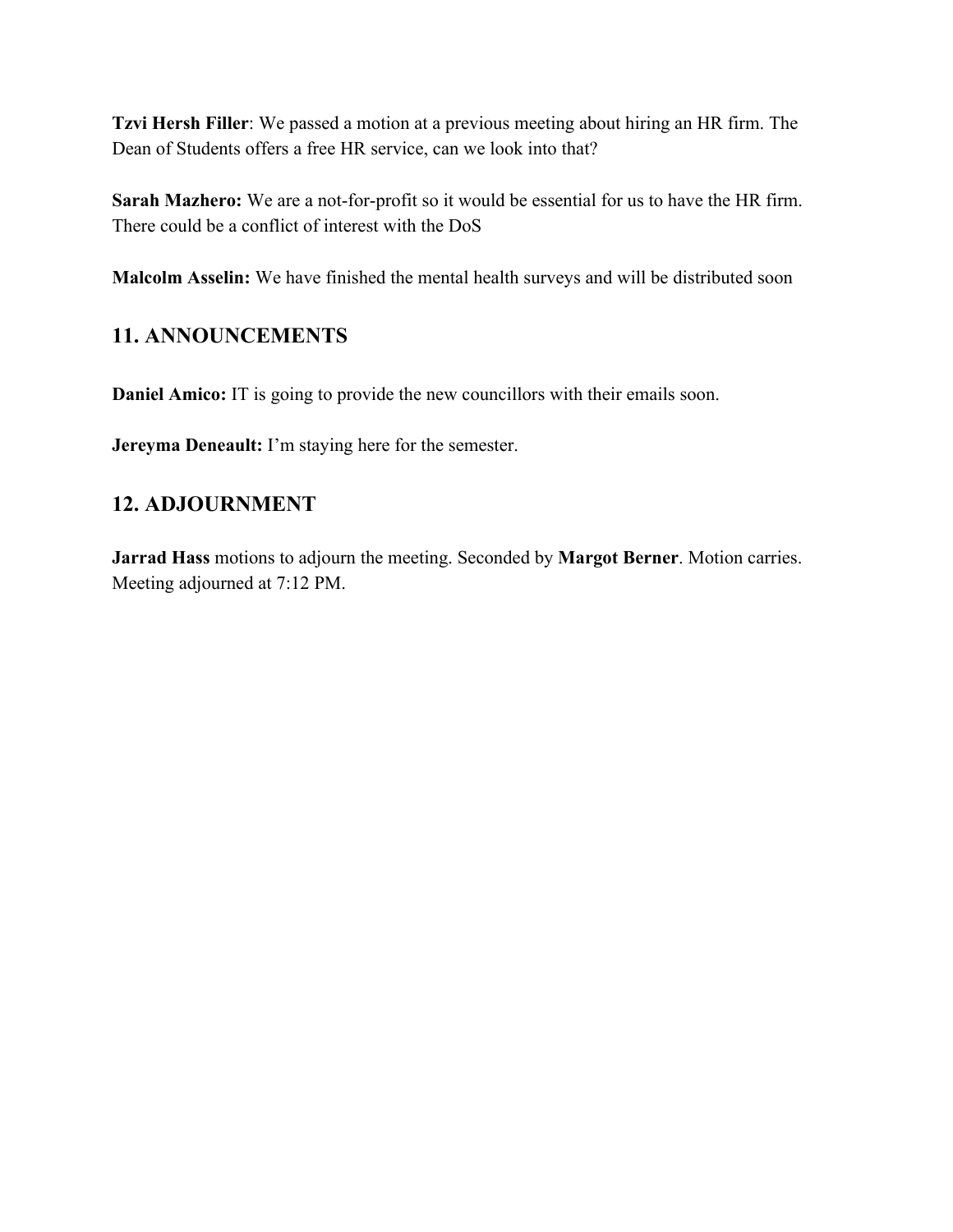**Tzvi Hersh Filler**: We passed a motion at a previous meeting about hiring an HR firm. The Dean of Students offers a free HR service, can we look into that?

**Sarah Mazhero:** We are a not-for-profit so it would be essential for us to have the HR firm. There could be a conflict of interest with the DoS

**Malcolm Asselin:** We have finished the mental health surveys and will be distributed soon

## 11. ANNOUNCEMENTS

**Daniel Amico:** IT is going to provide the new councillors with their emails soon.

**Jereyma Deneault:** I'm staying here for the semester.

## 12. ADJOURNMENT

**Jarrad Hass** motions to adjourn the meeting. Seconded by **Margot Berner**. Motion carries. Meeting adjourned at 7:12 PM.